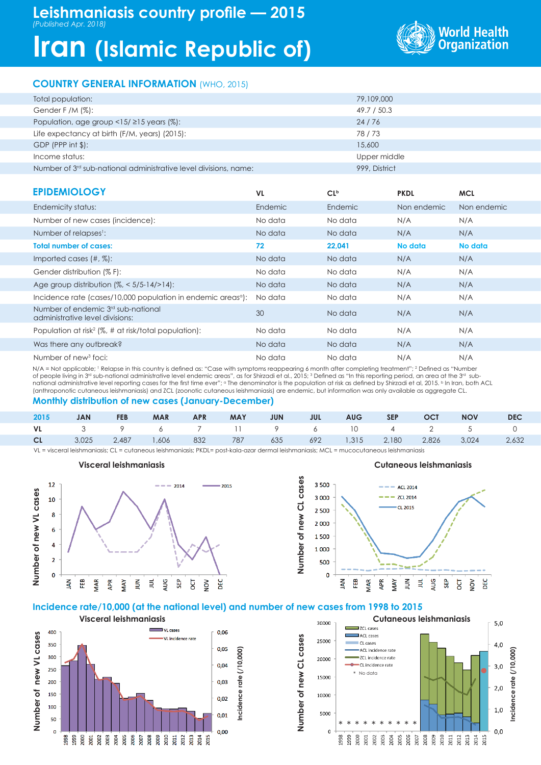# Leishmaniasis country profile — 2015

*(Published Apr. 2018)*

# Iran (Islamic Republic of)

World Health Organization

## COUNTRY GENERAL INFORMATION (WHO, 2015)

| | |
|---|---|
| Total population: | 79,109,000 |
| Gender F /M (%): | 49.7 / 50.3 |
| Population, age group <15/ ≥15 years (%): | 24 / 76 |
| Life expectancy at birth (F/M, years) (2015): | 78 / 73 |
| GDP (PPP int $): | 15,600 |
| Income status: | Upper middle |
| Number of 3rd sub-national administrative level divisions, name: | 999, District |

## EPIDEMIOLOGY

| | VL | CL[b] | PKDL | MCL |
|---|---|---|---|---|
| Endemicity status: | Endemic | Endemic | Non endemic | Non endemic |
| Number of new cases (incidence): | No data | No data | N/A | N/A |
| Number of relapses[1]: | No data | No data | N/A | N/A |
| **Total number of cases:** | **72** | **22,041** | **No data** | **No data** |
| Imported cases (#, %): | No data | No data | N/A | N/A |
| Gender distribution (% F): | No data | No data | N/A | N/A |
| Age group distribution (%, < 5/5-14/>14): | No data | No data | N/A | N/A |
| Incidence rate (cases/10,000 population in endemic areas[a]): | No data | No data | N/A | N/A |
| Number of endemic 3rd sub-national administrative level divisions: | 30 | No data | N/A | N/A |
| Population at risk[2] (%, # at risk/total population): | No data | No data | N/A | N/A |
| Was there any outbreak? | No data | No data | N/A | N/A |
| Number of new[3] foci: | No data | No data | N/A | N/A |

N/A = Not applicable; [1] Relapse in this country is defined as: "Case with symptoms reappearing 6 month after completing treatment"; [2] Defined as "Number of people living in 3rd sub-national administrative level endemic areas", as for Shirzadi et al., 2015; [3] Defined as "In this reporting period, an area at the 3rd sub-national administrative level reporting cases for the first time ever"; [a] The denominator is the population at risk as defined by Shirzadi et al, 2015. [b] In Iran, both ACL (anthroponotic cutaneous leishmaniasis) and ZCL (zoonotic cutaneous leishmaniasis) are endemic, but information was only available as aggregate CL.

## Monthly distribution of new cases (January-December)

| 2015 | JAN | FEB | MAR | APR | MAY | JUN | JUL | AUG | SEP | OCT | NOV | DEC |
|---|---|---|---|---|---|---|---|---|---|---|---|---|
| **VL** | 3 | 9 | 6 | 7 | 11 | 9 | 6 | 10 | 4 | 2 | 5 | 0 |
| **CL** | 3,025 | 2,487 | 1,606 | 832 | 787 | 635 | 692 | 1,315 | 2,180 | 2,826 | 3,024 | 2,632 |

VL = visceral leishmaniasis; CL = cutaneous leishmaniasis; PKDL= post-kala-azar dermal leishmaniasis; MCL = mucocutaneous leishmaniasis

## Incidence rate/10,000 (at the national level) and number of new cases from 1998 to 2015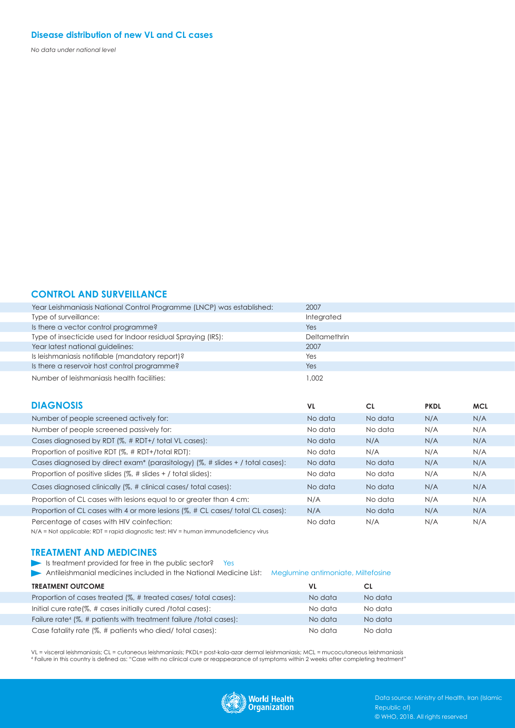## Disease distribution of new VL and CL cases

*No data under national level*

## CONTROL AND SURVEILLANCE

| | |
|---|---|
| Year Leishmaniasis National Control Programme (LNCP) was established: | 2007 |
| Type of surveillance: | Integrated |
| Is there a vector control programme? | Yes |
| Type of insecticide used for Indoor residual Spraying (IRS): | Deltamethrin |
| Year latest national guidelines: | 2007 |
| Is leishmaniasis notifiable (mandatory report)? | Yes |
| Is there a reservoir host control programme? | Yes |
| Number of leishmaniasis health facilities: | 1,002 |

## DIAGNOSIS

| DIAGNOSIS | VL | CL | PKDL | MCL |
|---|---|---|---|---|
| Number of people screened actively for: | No data | No data | N/A | N/A |
| Number of people screened passively for: | No data | No data | N/A | N/A |
| Cases diagnosed by RDT (%, # RDT+/ total VL cases): | No data | N/A | N/A | N/A |
| Proportion of positive RDT (%, # RDT+/total RDT): | No data | N/A | N/A | N/A |
| Cases diagnosed by direct exam* (parasitology) (%, # slides + / total cases): | No data | No data | N/A | N/A |
| Proportion of positive slides (%, # slides + / total slides): | No data | No data | N/A | N/A |
| Cases diagnosed clinically (%, # clinical cases/ total cases): | No data | No data | N/A | N/A |
| Proportion of CL cases with lesions equal to or greater than 4 cm: | N/A | No data | N/A | N/A |
| Proportion of CL cases with 4 or more lesions (%, # CL cases/ total CL cases): | N/A | No data | N/A | N/A |
| Percentage of cases with HIV coinfection: | No data | N/A | N/A | N/A |

N/A = Not applicable; RDT = rapid diagnostic test; HIV = human immunodeficiency virus

## TREATMENT AND MEDICINES

- Is treatment provided for free in the public sector? Yes
- Antileishmanial medicines included in the National Medicine List: Meglumine antimoniate, Miltefosine

| TREATMENT OUTCOME | VL | CL |
|---|---|---|
| Proportion of cases treated (%, # treated cases/ total cases): | No data | No data |
| Initial cure rate(%, # cases initially cured /total cases): | No data | No data |
| Failure rate[4] (%, # patients with treatment failure /total cases): | No data | No data |
| Case fatality rate (%, # patients who died/ total cases): | No data | No data |

VL = visceral leishmaniasis; CL = cutaneous leishmaniasis; PKDL= post-kala-azar dermal leishmaniasis; MCL = mucocutaneous leishmaniasis

[4] Failure in this country is defined as: "Case with no clinical cure or reappearance of symptoms within 2 weeks after completing treatment"

World Health Organization

Data source: Ministry of Health, Iran (Islamic Republic of)

© WHO, 2018. All rights reserved